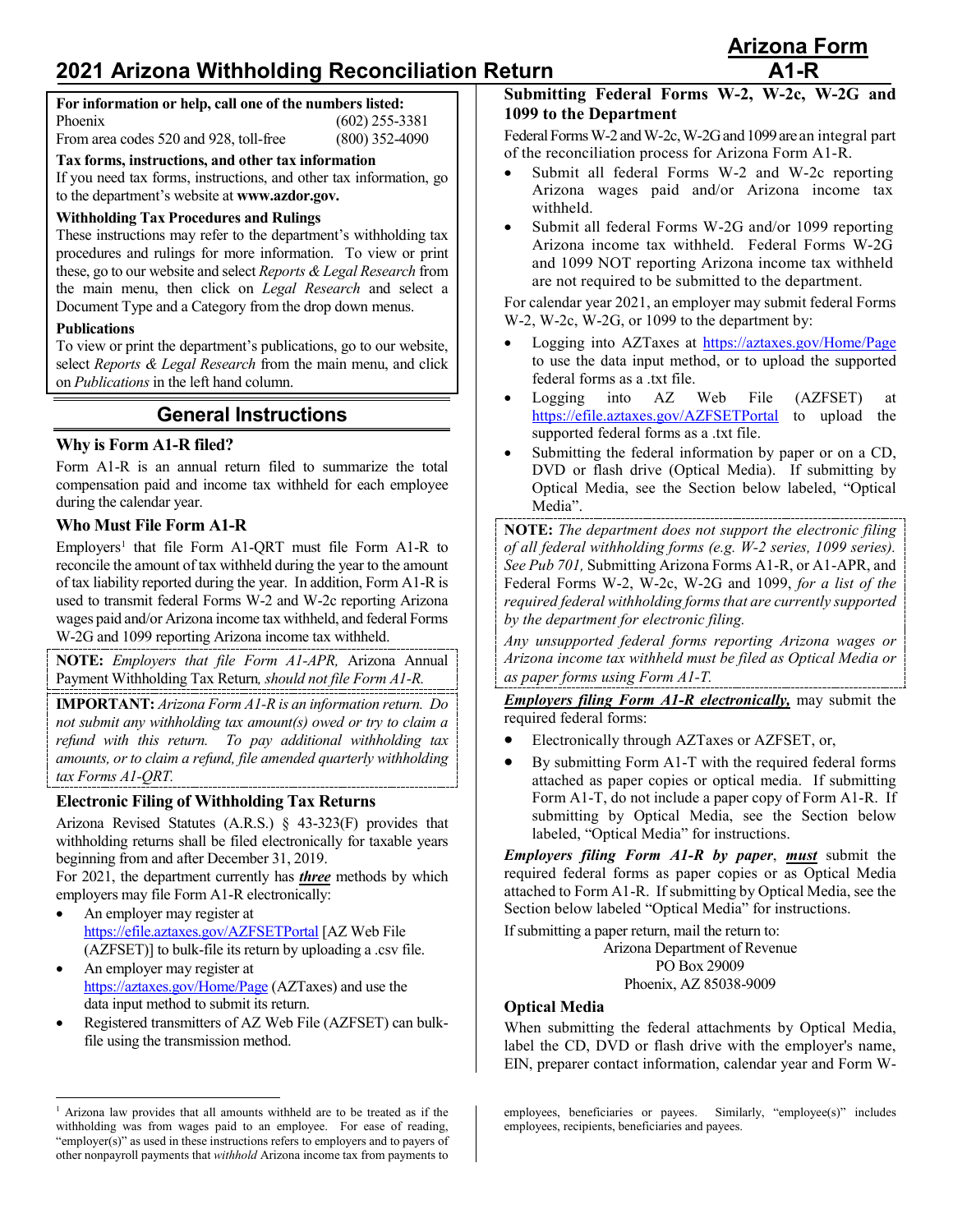# 2021 Arizona Withholding Reconciliation Return

**Arizona Form A1-R**

**For information or help, call one of the numbers listed:**

| | |
|---|---|
| Phoenix | (602) 255-3381 |
| From area codes 520 and 928, toll-free | (800) 352-4090 |

**Tax forms, instructions, and other tax information**

If you need tax forms, instructions, and other tax information, go to the department's website at **www.azdor.gov.**

**Withholding Tax Procedures and Rulings**

These instructions may refer to the department's withholding tax procedures and rulings for more information. To view or print these, go to our website and select *Reports & Legal Research* from the main menu, then click on *Legal Research* and select a Document Type and a Category from the drop down menus.

**Publications**

To view or print the department's publications, go to our website, select *Reports & Legal Research* from the main menu, and click on *Publications* in the left hand column.

## General Instructions

### Why is Form A1-R filed?

Form A1-R is an annual return filed to summarize the total compensation paid and income tax withheld for each employee during the calendar year.

### Who Must File Form A1-R

Employers[1] that file Form A1-QRT must file Form A1-R to reconcile the amount of tax withheld during the year to the amount of tax liability reported during the year. In addition, Form A1-R is used to transmit federal Forms W-2 and W-2c reporting Arizona wages paid and/or Arizona income tax withheld, and federal Forms W-2G and 1099 reporting Arizona income tax withheld.

**NOTE:** *Employers that file Form A1-APR,* Arizona Annual Payment Withholding Tax Return*, should not file Form A1-R.*

**IMPORTANT:** *Arizona Form A1-R is an information return. Do not submit any withholding tax amount(s) owed or try to claim a refund with this return. To pay additional withholding tax amounts, or to claim a refund, file amended quarterly withholding tax Forms A1-QRT.*

### Electronic Filing of Withholding Tax Returns

Arizona Revised Statutes (A.R.S.) § 43-323(F) provides that withholding returns shall be filed electronically for taxable years beginning from and after December 31, 2019.

For 2021, the department currently has ***three*** methods by which employers may file Form A1-R electronically:

- An employer may register at https://efile.aztaxes.gov/AZFSETPortal [AZ Web File (AZFSET)] to bulk-file its return by uploading a .csv file.
- An employer may register at https://aztaxes.gov/Home/Page (AZTaxes) and use the data input method to submit its return.
- Registered transmitters of AZ Web File (AZFSET) can bulk-file using the transmission method.

### Submitting Federal Forms W-2, W-2c, W-2G and 1099 to the Department

Federal Forms W-2 and W-2c, W-2G and 1099 are an integral part of the reconciliation process for Arizona Form A1-R.

- Submit all federal Forms W-2 and W-2c reporting Arizona wages paid and/or Arizona income tax withheld.
- Submit all federal Forms W-2G and/or 1099 reporting Arizona income tax withheld. Federal Forms W-2G and 1099 NOT reporting Arizona income tax withheld are not required to be submitted to the department.

For calendar year 2021, an employer may submit federal Forms W-2, W-2c, W-2G, or 1099 to the department by:

- Logging into AZTaxes at https://aztaxes.gov/Home/Page to use the data input method, or to upload the supported federal forms as a .txt file.
- Logging into AZ Web File (AZFSET) at https://efile.aztaxes.gov/AZFSETPortal to upload the supported federal forms as a .txt file.
- Submitting the federal information by paper or on a CD, DVD or flash drive (Optical Media). If submitting by Optical Media, see the Section below labeled, "Optical Media".

**NOTE:** *The department does not support the electronic filing of all federal withholding forms (e.g. W-2 series, 1099 series). See Pub 701,* Submitting Arizona Forms A1-R, or A1-APR, and Federal Forms W-2, W-2c, W-2G and 1099, *for a list of the required federal withholding forms that are currently supported by the department for electronic filing.*

*Any unsupported federal forms reporting Arizona wages or Arizona income tax withheld must be filed as Optical Media or as paper forms using Form A1-T.*

***Employers filing Form A1-R electronically,*** may submit the required federal forms:

- Electronically through AZTaxes or AZFSET, or,
- By submitting Form A1-T with the required federal forms attached as paper copies or optical media. If submitting Form A1-T, do not include a paper copy of Form A1-R. If submitting by Optical Media, see the Section below labeled, "Optical Media" for instructions.

***Employers filing Form A1-R by paper***, ***must*** submit the required federal forms as paper copies or as Optical Media attached to Form A1-R. If submitting by Optical Media, see the Section below labeled "Optical Media" for instructions.

If submitting a paper return, mail the return to:

Arizona Department of Revenue
PO Box 29009
Phoenix, AZ 85038-9009

### Optical Media

When submitting the federal attachments by Optical Media, label the CD, DVD or flash drive with the employer's name, EIN, preparer contact information, calendar year and Form W-

---

[1] Arizona law provides that all amounts withheld are to be treated as if the withholding was from wages paid to an employee. For ease of reading, "employer(s)" as used in these instructions refers to employers and to payers of other nonpayroll payments that *withhold* Arizona income tax from payments to employees, beneficiaries or payees. Similarly, "employee(s)" includes employees, recipients, beneficiaries and payees.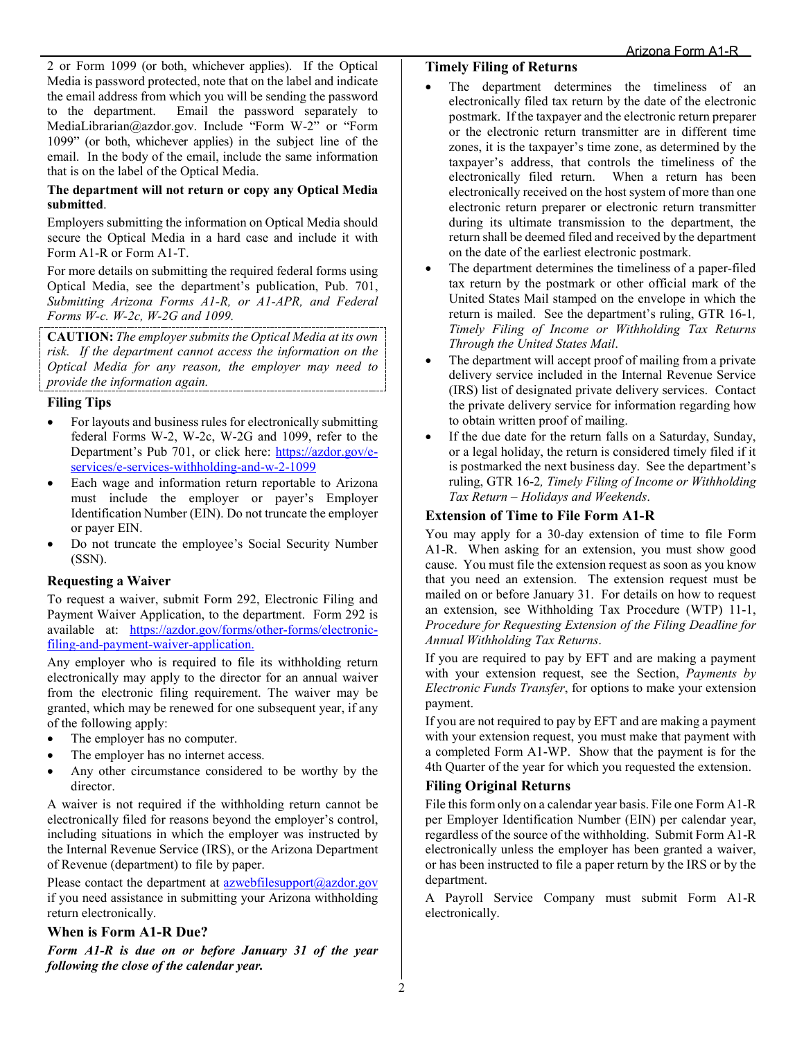2 or Form 1099 (or both, whichever applies). If the Optical Media is password protected, note that on the label and indicate the email address from which you will be sending the password to the department. Email the password separately to MediaLibrarian@azdor.gov. Include "Form W-2" or "Form 1099" (or both, whichever applies) in the subject line of the email. In the body of the email, include the same information that is on the label of the Optical Media.

**The department will not return or copy any Optical Media submitted**.

Employers submitting the information on Optical Media should secure the Optical Media in a hard case and include it with Form A1-R or Form A1-T.

For more details on submitting the required federal forms using Optical Media, see the department's publication, Pub. 701, *Submitting Arizona Forms A1-R, or A1-APR, and Federal Forms W-c. W-2c, W-2G and 1099.*

**CAUTION:** *The employer submits the Optical Media at its own risk. If the department cannot access the information on the Optical Media for any reason, the employer may need to provide the information again.*

### Filing Tips

- For layouts and business rules for electronically submitting federal Forms W-2, W-2c, W-2G and 1099, refer to the Department's Pub 701, or click here: https://azdor.gov/e-services/e-services-withholding-and-w-2-1099
- Each wage and information return reportable to Arizona must include the employer or payer's Employer Identification Number (EIN). Do not truncate the employer or payer EIN.
- Do not truncate the employee's Social Security Number (SSN).

### Requesting a Waiver

To request a waiver, submit Form 292, Electronic Filing and Payment Waiver Application, to the department. Form 292 is available at: https://azdor.gov/forms/other-forms/electronic-filing-and-payment-waiver-application.

Any employer who is required to file its withholding return electronically may apply to the director for an annual waiver from the electronic filing requirement. The waiver may be granted, which may be renewed for one subsequent year, if any of the following apply:

- The employer has no computer.
- The employer has no internet access.
- Any other circumstance considered to be worthy by the director.

A waiver is not required if the withholding return cannot be electronically filed for reasons beyond the employer's control, including situations in which the employer was instructed by the Internal Revenue Service (IRS), or the Arizona Department of Revenue (department) to file by paper.

Please contact the department at azwebfilesupport@azdor.gov if you need assistance in submitting your Arizona withholding return electronically.

### When is Form A1-R Due?

***Form A1-R is due on or before January 31 of the year following the close of the calendar year.***

### Timely Filing of Returns

- The department determines the timeliness of an electronically filed tax return by the date of the electronic postmark. If the taxpayer and the electronic return preparer or the electronic return transmitter are in different time zones, it is the taxpayer's time zone, as determined by the taxpayer's address, that controls the timeliness of the electronically filed return. When a return has been electronically received on the host system of more than one electronic return preparer or electronic return transmitter during its ultimate transmission to the department, the return shall be deemed filed and received by the department on the date of the earliest electronic postmark.
- The department determines the timeliness of a paper-filed tax return by the postmark or other official mark of the United States Mail stamped on the envelope in which the return is mailed. See the department's ruling, GTR 16-1*, Timely Filing of Income or Withholding Tax Returns Through the United States Mail*.
- The department will accept proof of mailing from a private delivery service included in the Internal Revenue Service (IRS) list of designated private delivery services. Contact the private delivery service for information regarding how to obtain written proof of mailing.
- If the due date for the return falls on a Saturday, Sunday, or a legal holiday, the return is considered timely filed if it is postmarked the next business day. See the department's ruling, GTR 16-2*, Timely Filing of Income or Withholding Tax Return – Holidays and Weekends*.

### Extension of Time to File Form A1-R

You may apply for a 30-day extension of time to file Form A1-R. When asking for an extension, you must show good cause. You must file the extension request as soon as you know that you need an extension. The extension request must be mailed on or before January 31. For details on how to request an extension, see Withholding Tax Procedure (WTP) 11-1, *Procedure for Requesting Extension of the Filing Deadline for Annual Withholding Tax Returns*.

If you are required to pay by EFT and are making a payment with your extension request, see the Section, *Payments by Electronic Funds Transfer*, for options to make your extension payment.

If you are not required to pay by EFT and are making a payment with your extension request, you must make that payment with a completed Form A1-WP. Show that the payment is for the 4th Quarter of the year for which you requested the extension.

### Filing Original Returns

File this form only on a calendar year basis. File one Form A1-R per Employer Identification Number (EIN) per calendar year, regardless of the source of the withholding. Submit Form A1-R electronically unless the employer has been granted a waiver, or has been instructed to file a paper return by the IRS or by the department.

A Payroll Service Company must submit Form A1-R electronically.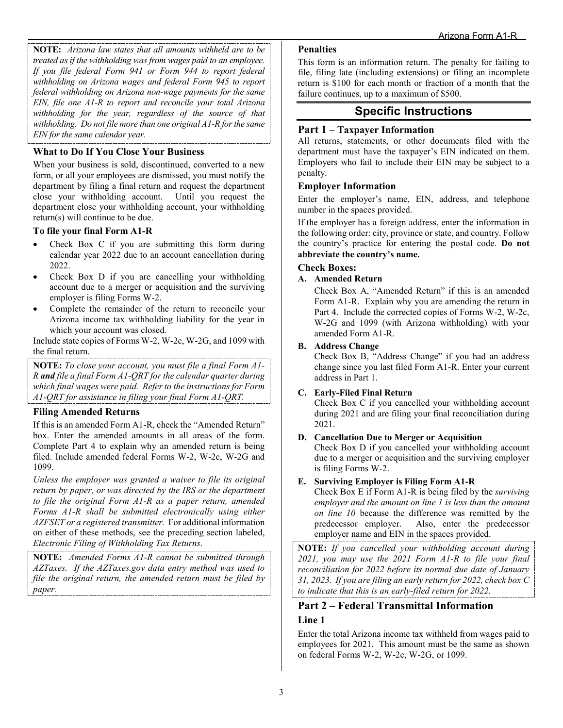**NOTE:** *Arizona law states that all amounts withheld are to be treated as if the withholding was from wages paid to an employee. If you file federal Form 941 or Form 944 to report federal withholding on Arizona wages and federal Form 945 to report federal withholding on Arizona non-wage payments for the same EIN, file one A1-R to report and reconcile your total Arizona withholding for the year, regardless of the source of that withholding. Do not file more than one original A1-R for the same EIN for the same calendar year.*

### What to Do If You Close Your Business

When your business is sold, discontinued, converted to a new form, or all your employees are dismissed, you must notify the department by filing a final return and request the department close your withholding account. Until you request the department close your withholding account, your withholding return(s) will continue to be due.

#### To file your final Form A1-R

- Check Box C if you are submitting this form during calendar year 2022 due to an account cancellation during 2022.
- Check Box D if you are cancelling your withholding account due to a merger or acquisition and the surviving employer is filing Forms W-2.
- Complete the remainder of the return to reconcile your Arizona income tax withholding liability for the year in which your account was closed.

Include state copies of Forms W-2, W-2c, W-2G, and 1099 with the final return.

**NOTE:** *To close your account, you must file a final Form A1-R* ***and*** *file a final Form A1-QRT for the calendar quarter during which final wages were paid. Refer to the instructions for Form A1-QRT for assistance in filing your final Form A1-QRT.*

### Filing Amended Returns

If this is an amended Form A1-R, check the "Amended Return" box. Enter the amended amounts in all areas of the form. Complete Part 4 to explain why an amended return is being filed. Include amended federal Forms W-2, W-2c, W-2G and 1099.

*Unless the employer was granted a waiver to file its original return by paper, or was directed by the IRS or the department to file the original Form A1-R as a paper return, amended Forms A1-R shall be submitted electronically using either AZFSET or a registered transmitter.* For additional information on either of these methods, see the preceding section labeled, *Electronic Filing of Withholding Tax Returns*.

**NOTE:** *Amended Forms A1-R cannot be submitted through AZTaxes. If the AZTaxes.gov data entry method was used to file the original return, the amended return must be filed by paper.*

### Penalties

This form is an information return. The penalty for failing to file, filing late (including extensions) or filing an incomplete return is $100 for each month or fraction of a month that the failure continues, up to a maximum of $500.

## Specific Instructions

### Part 1 – Taxpayer Information

All returns, statements, or other documents filed with the department must have the taxpayer's EIN indicated on them. Employers who fail to include their EIN may be subject to a penalty.

#### Employer Information

Enter the employer's name, EIN, address, and telephone number in the spaces provided.

If the employer has a foreign address, enter the information in the following order: city, province or state, and country. Follow the country's practice for entering the postal code. **Do not abbreviate the country's name.**

#### Check Boxes:

**A. Amended Return**

Check Box A, "Amended Return" if this is an amended Form A1-R. Explain why you are amending the return in Part 4. Include the corrected copies of Forms W-2, W-2c, W-2G and 1099 (with Arizona withholding) with your amended Form A1-R.

**B. Address Change**

Check Box B, "Address Change" if you had an address change since you last filed Form A1-R. Enter your current address in Part 1.

**C. Early-Filed Final Return**

Check Box C if you cancelled your withholding account during 2021 and are filing your final reconciliation during 2021.

**D. Cancellation Due to Merger or Acquisition**

Check Box D if you cancelled your withholding account due to a merger or acquisition and the surviving employer is filing Forms W-2.

**E. Surviving Employer is Filing Form A1-R**

Check Box E if Form A1-R is being filed by the *surviving employer and the amount on line 1 is less than the amount on line 10* because the difference was remitted by the predecessor employer. Also, enter the predecessor employer name and EIN in the spaces provided.

**NOTE:** *If you cancelled your withholding account during 2021, you may use the 2021 Form A1-R to file your final reconciliation for 2022 before its normal due date of January 31, 2023. If you are filing an early return for 2022, check box C to indicate that this is an early-filed return for 2022.*

### Part 2 – Federal Transmittal Information

#### Line 1

Enter the total Arizona income tax withheld from wages paid to employees for 2021. This amount must be the same as shown on federal Forms W-2, W-2c, W-2G, or 1099.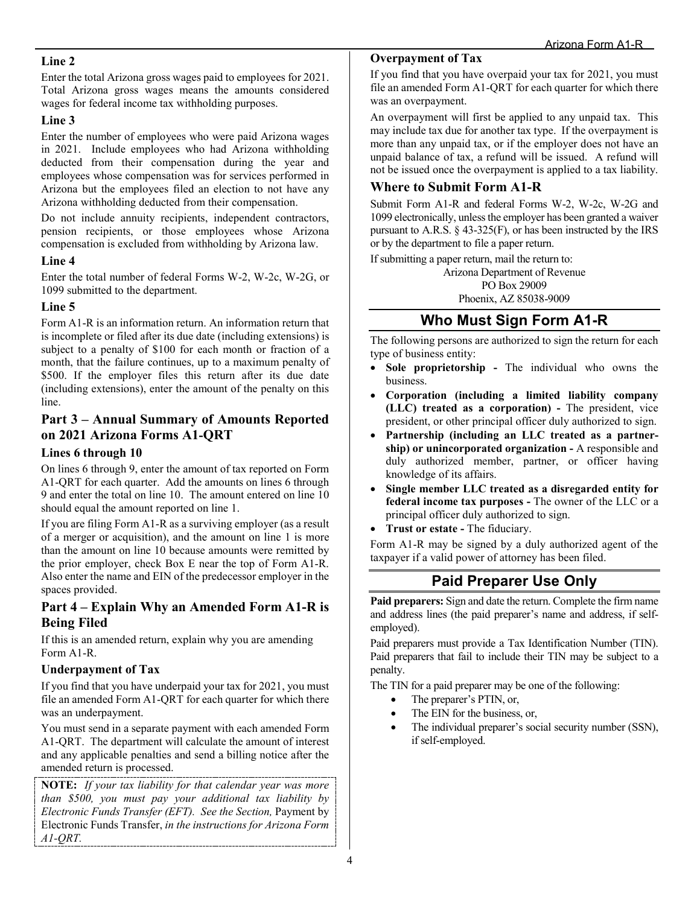### Line 2

Enter the total Arizona gross wages paid to employees for 2021. Total Arizona gross wages means the amounts considered wages for federal income tax withholding purposes.

### Line 3

Enter the number of employees who were paid Arizona wages in 2021. Include employees who had Arizona withholding deducted from their compensation during the year and employees whose compensation was for services performed in Arizona but the employees filed an election to not have any Arizona withholding deducted from their compensation.

Do not include annuity recipients, independent contractors, pension recipients, or those employees whose Arizona compensation is excluded from withholding by Arizona law.

### Line 4

Enter the total number of federal Forms W-2, W-2c, W-2G, or 1099 submitted to the department.

### Line 5

Form A1-R is an information return. An information return that is incomplete or filed after its due date (including extensions) is subject to a penalty of $100 for each month or fraction of a month, that the failure continues, up to a maximum penalty of $500. If the employer files this return after its due date (including extensions), enter the amount of the penalty on this line.

## Part 3 – Annual Summary of Amounts Reported on 2021 Arizona Forms A1-QRT

### Lines 6 through 10

On lines 6 through 9, enter the amount of tax reported on Form A1-QRT for each quarter. Add the amounts on lines 6 through 9 and enter the total on line 10. The amount entered on line 10 should equal the amount reported on line 1.

If you are filing Form A1-R as a surviving employer (as a result of a merger or acquisition), and the amount on line 1 is more than the amount on line 10 because amounts were remitted by the prior employer, check Box E near the top of Form A1-R. Also enter the name and EIN of the predecessor employer in the spaces provided.

## Part 4 – Explain Why an Amended Form A1-R is Being Filed

If this is an amended return, explain why you are amending Form A1-R.

### Underpayment of Tax

If you find that you have underpaid your tax for 2021, you must file an amended Form A1-QRT for each quarter for which there was an underpayment.

You must send in a separate payment with each amended Form A1-QRT. The department will calculate the amount of interest and any applicable penalties and send a billing notice after the amended return is processed.

**NOTE:** *If your tax liability for that calendar year was more than $500, you must pay your additional tax liability by Electronic Funds Transfer (EFT). See the Section,* Payment by Electronic Funds Transfer, *in the instructions for Arizona Form A1-QRT.*

### Overpayment of Tax

If you find that you have overpaid your tax for 2021, you must file an amended Form A1-QRT for each quarter for which there was an overpayment.

An overpayment will first be applied to any unpaid tax. This may include tax due for another tax type. If the overpayment is more than any unpaid tax, or if the employer does not have an unpaid balance of tax, a refund will be issued. A refund will not be issued once the overpayment is applied to a tax liability.

## Where to Submit Form A1-R

Submit Form A1-R and federal Forms W-2, W-2c, W-2G and 1099 electronically, unless the employer has been granted a waiver pursuant to A.R.S. § 43-325(F), or has been instructed by the IRS or by the department to file a paper return.

If submitting a paper return, mail the return to:

Arizona Department of Revenue
PO Box 29009
Phoenix, AZ 85038-9009

## Who Must Sign Form A1-R

The following persons are authorized to sign the return for each type of business entity:

- **Sole proprietorship -** The individual who owns the business.
- **Corporation (including a limited liability company (LLC) treated as a corporation) -** The president, vice president, or other principal officer duly authorized to sign.
- **Partnership (including an LLC treated as a partnership) or unincorporated organization -** A responsible and duly authorized member, partner, or officer having knowledge of its affairs.
- **Single member LLC treated as a disregarded entity for federal income tax purposes -** The owner of the LLC or a principal officer duly authorized to sign.
- **Trust or estate -** The fiduciary.

Form A1-R may be signed by a duly authorized agent of the taxpayer if a valid power of attorney has been filed.

## Paid Preparer Use Only

**Paid preparers:** Sign and date the return. Complete the firm name and address lines (the paid preparer's name and address, if self-employed).

Paid preparers must provide a Tax Identification Number (TIN). Paid preparers that fail to include their TIN may be subject to a penalty.

The TIN for a paid preparer may be one of the following:

- The preparer's PTIN, or,
- The EIN for the business, or,
- The individual preparer's social security number (SSN), if self-employed.